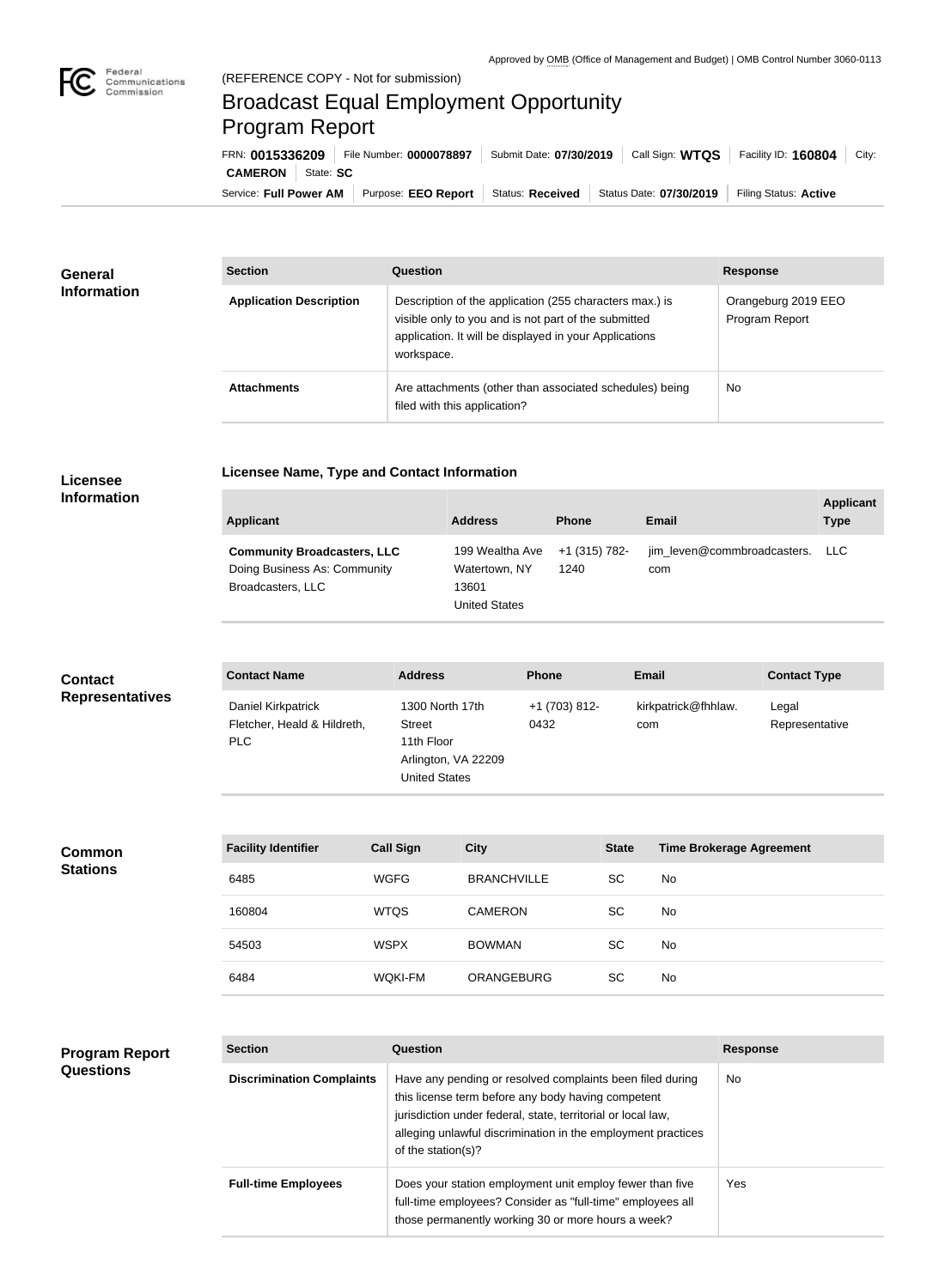Approved by OMB (Office of Management and Budget) | OMB Control Number 3060-0113

(REFERENCE COPY - Not for submission)

# Broadcast Equal Employment Opportunity Program Report

FRN: **0015336209** | File Number: **0000078897** | Submit Date: **07/30/2019** | Call Sign: **WTQS** | Facility ID: **160804** | City: **CAMERON** | State: **SC**

Service: **Full Power AM** | Purpose: **EEO Report** | Status: **Received** | Status Date: **07/30/2019** | Filing Status: **Active**

## General Information

| Section | Question | Response |
|---|---|---|
| **Application Description** | Description of the application (255 characters max.) is visible only to you and is not part of the submitted application. It will be displayed in your Applications workspace. | Orangeburg 2019 EEO Program Report |
| **Attachments** | Are attachments (other than associated schedules) being filed with this application? | No |

## Licensee Information

### Licensee Name, Type and Contact Information

| Applicant | Address | Phone | Email | Applicant Type |
|---|---|---|---|---|
| **Community Broadcasters, LLC** Doing Business As: Community Broadcasters, LLC | 199 Wealtha Ave Watertown, NY 13601 United States | +1 (315) 782-1240 | jim_leven@commbroadcasters.com | LLC |

## Contact Representatives

| Contact Name | Address | Phone | Email | Contact Type |
|---|---|---|---|---|
| Daniel Kirkpatrick Fletcher, Heald & Hildreth, PLC | 1300 North 17th Street 11th Floor Arlington, VA 22209 United States | +1 (703) 812-0432 | kirkpatrick@fhhlaw.com | Legal Representative |

## Common Stations

| Facility Identifier | Call Sign | City | State | Time Brokerage Agreement |
|---|---|---|---|---|
| 6485 | WGFG | BRANCHVILLE | SC | No |
| 160804 | WTQS | CAMERON | SC | No |
| 54503 | WSPX | BOWMAN | SC | No |
| 6484 | WQKI-FM | ORANGEBURG | SC | No |

## Program Report Questions

| Section | Question | Response |
|---|---|---|
| **Discrimination Complaints** | Have any pending or resolved complaints been filed during this license term before any body having competent jurisdiction under federal, state, territorial or local law, alleging unlawful discrimination in the employment practices of the station(s)? | No |
| **Full-time Employees** | Does your station employment unit employ fewer than five full-time employees? Consider as "full-time" employees all those permanently working 30 or more hours a week? | Yes |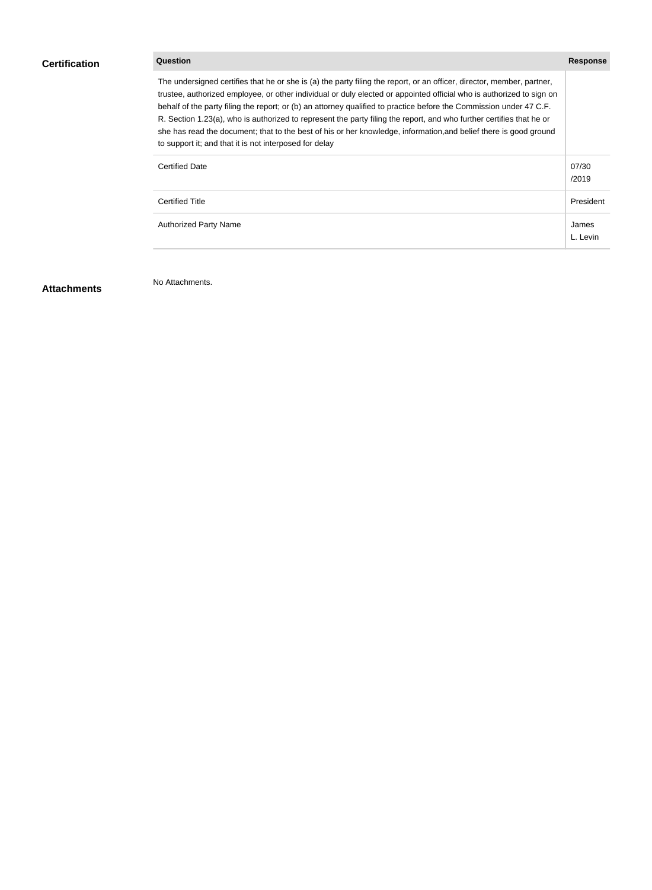## Certification

| Question | Response |
| --- | --- |
| The undersigned certifies that he or she is (a) the party filing the report, or an officer, director, member, partner, trustee, authorized employee, or other individual or duly elected or appointed official who is authorized to sign on behalf of the party filing the report; or (b) an attorney qualified to practice before the Commission under 47 C.F. R. Section 1.23(a), who is authorized to represent the party filing the report, and who further certifies that he or she has read the document; that to the best of his or her knowledge, information,and belief there is good ground to support it; and that it is not interposed for delay | |
| Certified Date | 07/30/2019 |
| Certified Title | President |
| Authorized Party Name | James L. Levin |

## Attachments

No Attachments.